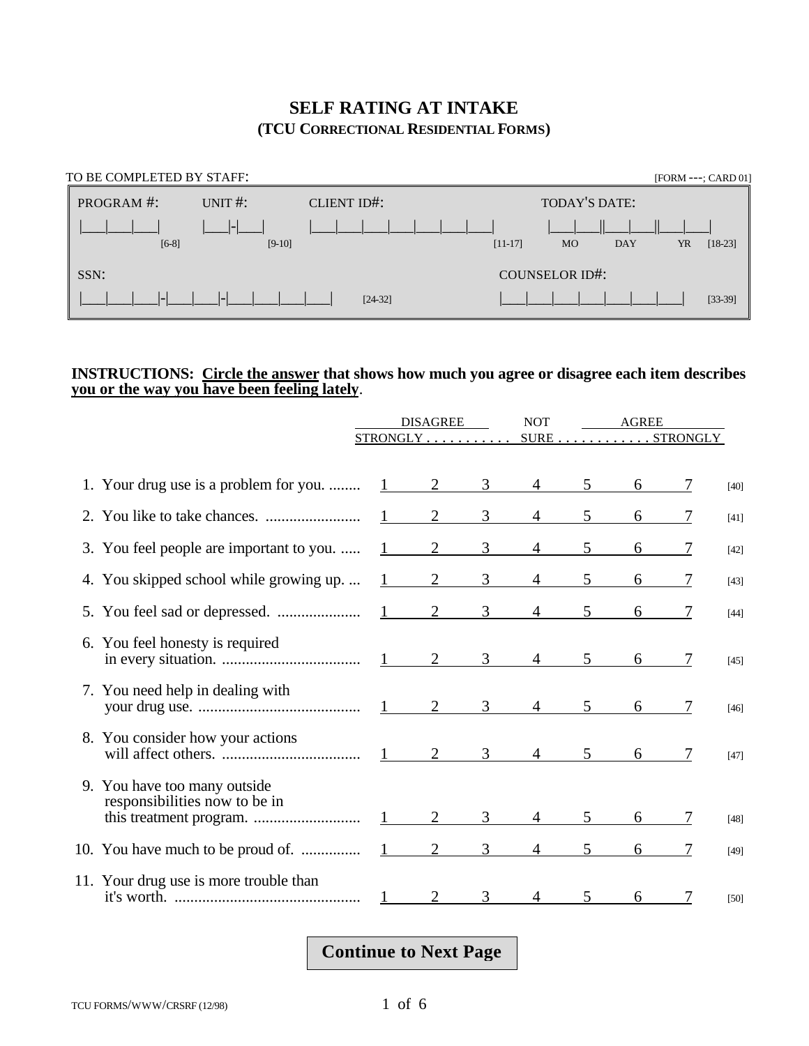# SELF RATING AT INTAKE
## (TCU CORRECTIONAL RESIDENTIAL FORMS)

TO BE COMPLETED BY STAFF: [FORM ---; CARD 01]

| PROGRAM #: | UNIT #: | CLIENT ID#: | TODAY'S DATE: |
|---|---|---|---|
| &#124;\_\_\_&#124;\_\_\_&#124;\_\_\_&#124; [6-8] | &#124;\_\_\_&#124;-&#124;\_\_\_&#124; [9-10] | &#124;\_\_\_&#124;\_\_\_&#124;\_\_\_&#124;\_\_\_&#124;\_\_\_&#124;\_\_\_&#124;\_\_\_&#124; [11-17] | &#124;\_\_\_&#124;\_\_\_&#124;&#124;\_\_\_&#124;\_\_\_&#124;&#124;\_\_\_&#124;\_\_\_&#124; MO DAY YR [18-23] |

| SSN: | COUNSELOR ID#: |
|---|---|
| &#124;\_\_\_&#124;\_\_\_&#124;\_\_\_&#124;-&#124;\_\_\_&#124;\_\_\_&#124;-&#124;\_\_\_&#124;\_\_\_&#124;\_\_\_&#124;\_\_\_&#124; [24-32] | &#124;\_\_\_&#124;\_\_\_&#124;\_\_\_&#124;\_\_\_&#124;\_\_\_&#124;\_\_\_&#124;\_\_\_&#124; [33-39] |

**INSTRUCTIONS: Circle the answer that shows how much you agree or disagree each item describes you or the way you have been feeling lately**.

| | DISAGREE STRONGLY | | | NOT SURE | | | AGREE STRONGLY | |
|---|---|---|---|---|---|---|---|---|
| 1. Your drug use is a problem for you. | 1 | 2 | 3 | 4 | 5 | 6 | 7 | [40] |
| 2. You like to take chances. | 1 | 2 | 3 | 4 | 5 | 6 | 7 | [41] |
| 3. You feel people are important to you. | 1 | 2 | 3 | 4 | 5 | 6 | 7 | [42] |
| 4. You skipped school while growing up. | 1 | 2 | 3 | 4 | 5 | 6 | 7 | [43] |
| 5. You feel sad or depressed. | 1 | 2 | 3 | 4 | 5 | 6 | 7 | [44] |
| 6. You feel honesty is required in every situation. | 1 | 2 | 3 | 4 | 5 | 6 | 7 | [45] |
| 7. You need help in dealing with your drug use. | 1 | 2 | 3 | 4 | 5 | 6 | 7 | [46] |
| 8. You consider how your actions will affect others. | 1 | 2 | 3 | 4 | 5 | 6 | 7 | [47] |
| 9. You have too many outside responsibilities now to be in this treatment program. | 1 | 2 | 3 | 4 | 5 | 6 | 7 | [48] |
| 10. You have much to be proud of. | 1 | 2 | 3 | 4 | 5 | 6 | 7 | [49] |
| 11. Your drug use is more trouble than it's worth. | 1 | 2 | 3 | 4 | 5 | 6 | 7 | [50] |

**Continue to Next Page**

TCU FORMS/WWW/CRSRF (12/98)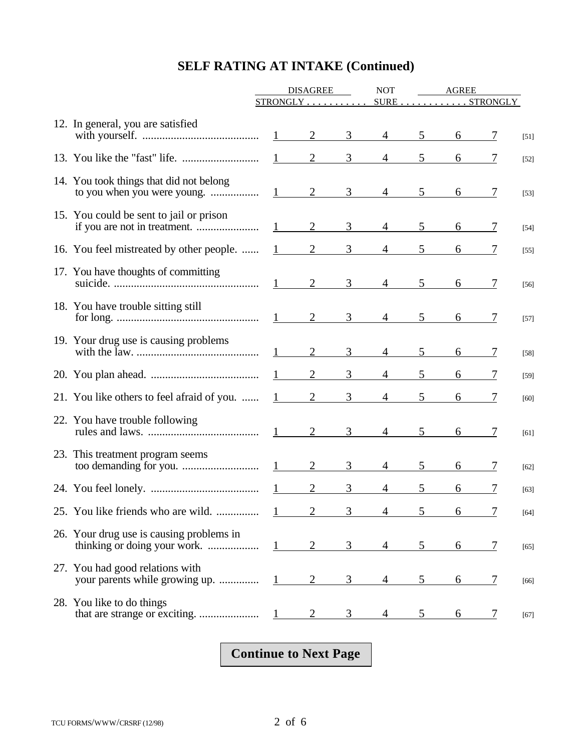## SELF RATING AT INTAKE (Continued)

| | DISAGREE STRONGLY | | | NOT SURE | | | AGREE STRONGLY | |
|---|---|---|---|---|---|---|---|---|
| 12. In general, you are satisfied with yourself. | 1 | 2 | 3 | 4 | 5 | 6 | 7 | [51] |
| 13. You like the "fast" life. | 1 | 2 | 3 | 4 | 5 | 6 | 7 | [52] |
| 14. You took things that did not belong to you when you were young. | 1 | 2 | 3 | 4 | 5 | 6 | 7 | [53] |
| 15. You could be sent to jail or prison if you are not in treatment. | 1 | 2 | 3 | 4 | 5 | 6 | 7 | [54] |
| 16. You feel mistreated by other people. | 1 | 2 | 3 | 4 | 5 | 6 | 7 | [55] |
| 17. You have thoughts of committing suicide. | 1 | 2 | 3 | 4 | 5 | 6 | 7 | [56] |
| 18. You have trouble sitting still for long. | 1 | 2 | 3 | 4 | 5 | 6 | 7 | [57] |
| 19. Your drug use is causing problems with the law. | 1 | 2 | 3 | 4 | 5 | 6 | 7 | [58] |
| 20. You plan ahead. | 1 | 2 | 3 | 4 | 5 | 6 | 7 | [59] |
| 21. You like others to feel afraid of you. | 1 | 2 | 3 | 4 | 5 | 6 | 7 | [60] |
| 22. You have trouble following rules and laws. | 1 | 2 | 3 | 4 | 5 | 6 | 7 | [61] |
| 23. This treatment program seems too demanding for you. | 1 | 2 | 3 | 4 | 5 | 6 | 7 | [62] |
| 24. You feel lonely. | 1 | 2 | 3 | 4 | 5 | 6 | 7 | [63] |
| 25. You like friends who are wild. | 1 | 2 | 3 | 4 | 5 | 6 | 7 | [64] |
| 26. Your drug use is causing problems in thinking or doing your work. | 1 | 2 | 3 | 4 | 5 | 6 | 7 | [65] |
| 27. You had good relations with your parents while growing up. | 1 | 2 | 3 | 4 | 5 | 6 | 7 | [66] |
| 28. You like to do things that are strange or exciting. | 1 | 2 | 3 | 4 | 5 | 6 | 7 | [67] |

**Continue to Next Page**

TCU FORMS/WWW/CRSRF (12/98)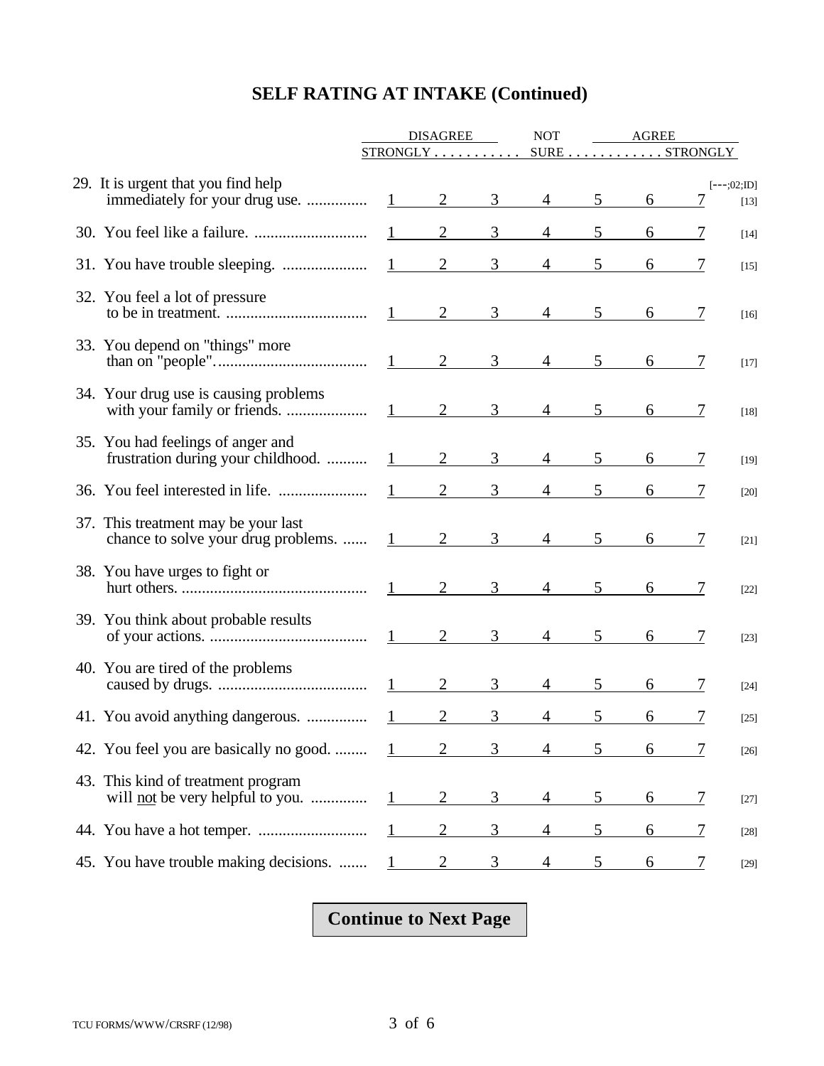# SELF RATING AT INTAKE (Continued)

| | DISAGREE STRONGLY | | | NOT SURE | | | AGREE STRONGLY | |
|---|---|---|---|---|---|---|---|---|
| | | | | | | | | [---;02;ID] |
| 29. It is urgent that you find help immediately for your drug use. | 1 | 2 | 3 | 4 | 5 | 6 | 7 | [13] |
| 30. You feel like a failure. | 1 | 2 | 3 | 4 | 5 | 6 | 7 | [14] |
| 31. You have trouble sleeping. | 1 | 2 | 3 | 4 | 5 | 6 | 7 | [15] |
| 32. You feel a lot of pressure to be in treatment. | 1 | 2 | 3 | 4 | 5 | 6 | 7 | [16] |
| 33. You depend on "things" more than on "people". | 1 | 2 | 3 | 4 | 5 | 6 | 7 | [17] |
| 34. Your drug use is causing problems with your family or friends. | 1 | 2 | 3 | 4 | 5 | 6 | 7 | [18] |
| 35. You had feelings of anger and frustration during your childhood. | 1 | 2 | 3 | 4 | 5 | 6 | 7 | [19] |
| 36. You feel interested in life. | 1 | 2 | 3 | 4 | 5 | 6 | 7 | [20] |
| 37. This treatment may be your last chance to solve your drug problems. | 1 | 2 | 3 | 4 | 5 | 6 | 7 | [21] |
| 38. You have urges to fight or hurt others. | 1 | 2 | 3 | 4 | 5 | 6 | 7 | [22] |
| 39. You think about probable results of your actions. | 1 | 2 | 3 | 4 | 5 | 6 | 7 | [23] |
| 40. You are tired of the problems caused by drugs. | 1 | 2 | 3 | 4 | 5 | 6 | 7 | [24] |
| 41. You avoid anything dangerous. | 1 | 2 | 3 | 4 | 5 | 6 | 7 | [25] |
| 42. You feel you are basically no good. | 1 | 2 | 3 | 4 | 5 | 6 | 7 | [26] |
| 43. This kind of treatment program will not be very helpful to you. | 1 | 2 | 3 | 4 | 5 | 6 | 7 | [27] |
| 44. You have a hot temper. | 1 | 2 | 3 | 4 | 5 | 6 | 7 | [28] |
| 45. You have trouble making decisions. | 1 | 2 | 3 | 4 | 5 | 6 | 7 | [29] |

**Continue to Next Page**

TCU FORMS/WWW/CRSRF (12/98)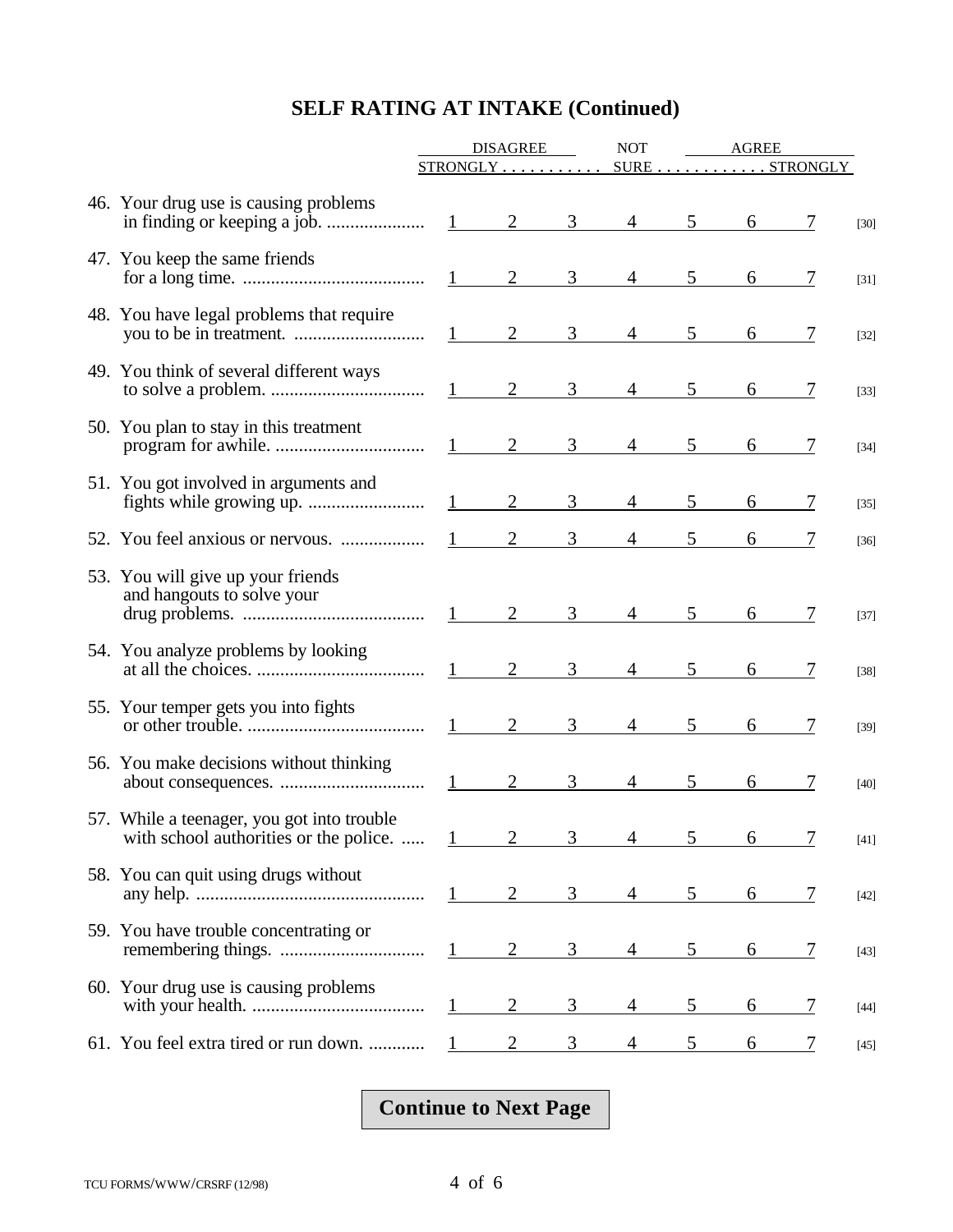## SELF RATING AT INTAKE (Continued)

| | DISAGREE STRONGLY | | | NOT SURE | | | AGREE STRONGLY | |
|---|---|---|---|---|---|---|---|---|
| 46. Your drug use is causing problems in finding or keeping a job. | 1 | 2 | 3 | 4 | 5 | 6 | 7 | [30] |
| 47. You keep the same friends for a long time. | 1 | 2 | 3 | 4 | 5 | 6 | 7 | [31] |
| 48. You have legal problems that require you to be in treatment. | 1 | 2 | 3 | 4 | 5 | 6 | 7 | [32] |
| 49. You think of several different ways to solve a problem. | 1 | 2 | 3 | 4 | 5 | 6 | 7 | [33] |
| 50. You plan to stay in this treatment program for awhile. | 1 | 2 | 3 | 4 | 5 | 6 | 7 | [34] |
| 51. You got involved in arguments and fights while growing up. | 1 | 2 | 3 | 4 | 5 | 6 | 7 | [35] |
| 52. You feel anxious or nervous. | 1 | 2 | 3 | 4 | 5 | 6 | 7 | [36] |
| 53. You will give up your friends and hangouts to solve your drug problems. | 1 | 2 | 3 | 4 | 5 | 6 | 7 | [37] |
| 54. You analyze problems by looking at all the choices. | 1 | 2 | 3 | 4 | 5 | 6 | 7 | [38] |
| 55. Your temper gets you into fights or other trouble. | 1 | 2 | 3 | 4 | 5 | 6 | 7 | [39] |
| 56. You make decisions without thinking about consequences. | 1 | 2 | 3 | 4 | 5 | 6 | 7 | [40] |
| 57. While a teenager, you got into trouble with school authorities or the police. | 1 | 2 | 3 | 4 | 5 | 6 | 7 | [41] |
| 58. You can quit using drugs without any help. | 1 | 2 | 3 | 4 | 5 | 6 | 7 | [42] |
| 59. You have trouble concentrating or remembering things. | 1 | 2 | 3 | 4 | 5 | 6 | 7 | [43] |
| 60. Your drug use is causing problems with your health. | 1 | 2 | 3 | 4 | 5 | 6 | 7 | [44] |
| 61. You feel extra tired or run down. | 1 | 2 | 3 | 4 | 5 | 6 | 7 | [45] |

**Continue to Next Page**

TCU FORMS/WWW/CRSRF (12/98)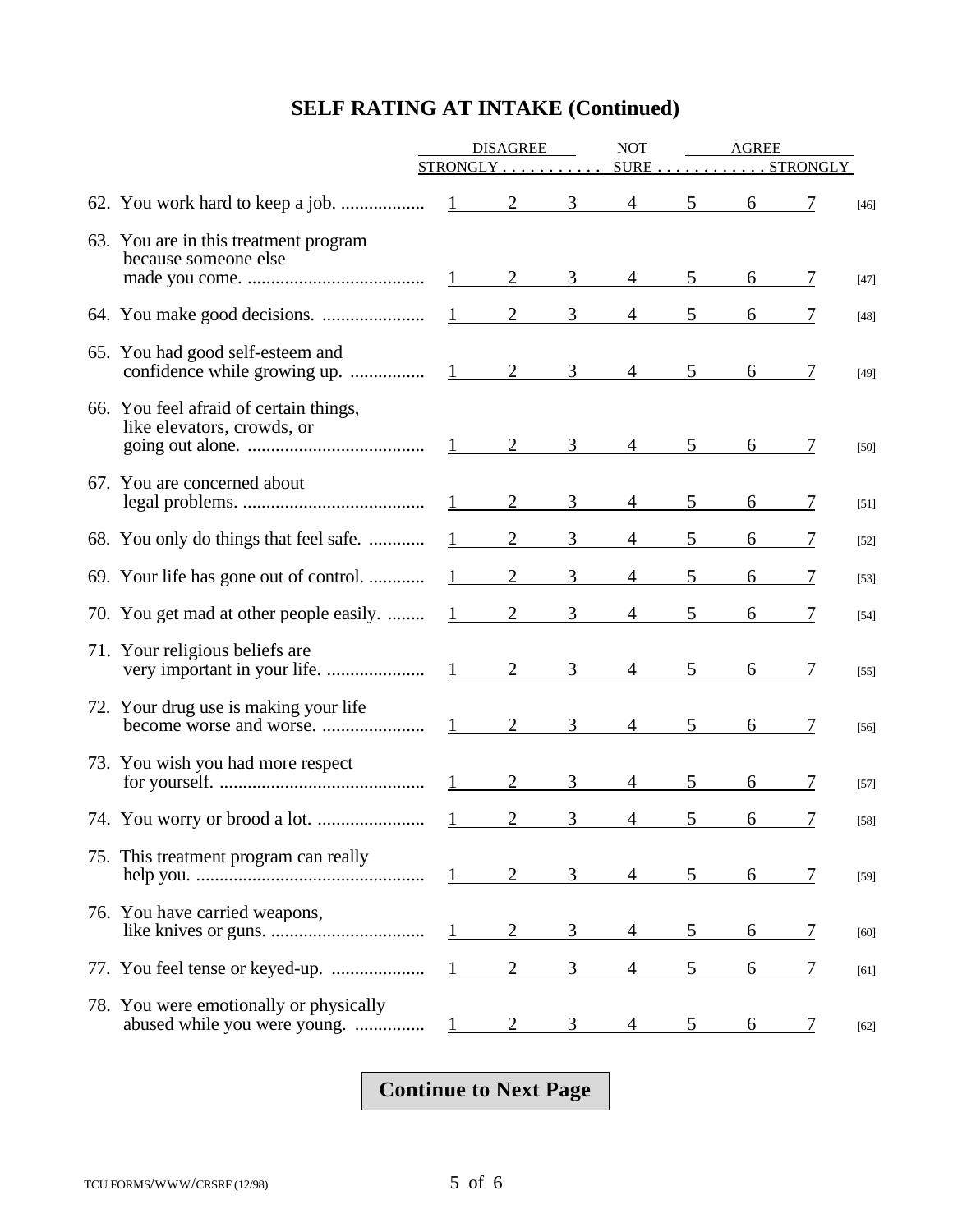# SELF RATING AT INTAKE (Continued)

| | DISAGREE STRONGLY | | | NOT SURE | | | AGREE STRONGLY | |
|---|---|---|---|---|---|---|---|---|
| 62. You work hard to keep a job. | 1 | 2 | 3 | 4 | 5 | 6 | 7 | [46] |
| 63. You are in this treatment program because someone else made you come. | 1 | 2 | 3 | 4 | 5 | 6 | 7 | [47] |
| 64. You make good decisions. | 1 | 2 | 3 | 4 | 5 | 6 | 7 | [48] |
| 65. You had good self-esteem and confidence while growing up. | 1 | 2 | 3 | 4 | 5 | 6 | 7 | [49] |
| 66. You feel afraid of certain things, like elevators, crowds, or going out alone. | 1 | 2 | 3 | 4 | 5 | 6 | 7 | [50] |
| 67. You are concerned about legal problems. | 1 | 2 | 3 | 4 | 5 | 6 | 7 | [51] |
| 68. You only do things that feel safe. | 1 | 2 | 3 | 4 | 5 | 6 | 7 | [52] |
| 69. Your life has gone out of control. | 1 | 2 | 3 | 4 | 5 | 6 | 7 | [53] |
| 70. You get mad at other people easily. | 1 | 2 | 3 | 4 | 5 | 6 | 7 | [54] |
| 71. Your religious beliefs are very important in your life. | 1 | 2 | 3 | 4 | 5 | 6 | 7 | [55] |
| 72. Your drug use is making your life become worse and worse. | 1 | 2 | 3 | 4 | 5 | 6 | 7 | [56] |
| 73. You wish you had more respect for yourself. | 1 | 2 | 3 | 4 | 5 | 6 | 7 | [57] |
| 74. You worry or brood a lot. | 1 | 2 | 3 | 4 | 5 | 6 | 7 | [58] |
| 75. This treatment program can really help you. | 1 | 2 | 3 | 4 | 5 | 6 | 7 | [59] |
| 76. You have carried weapons, like knives or guns. | 1 | 2 | 3 | 4 | 5 | 6 | 7 | [60] |
| 77. You feel tense or keyed-up. | 1 | 2 | 3 | 4 | 5 | 6 | 7 | [61] |
| 78. You were emotionally or physically abused while you were young. | 1 | 2 | 3 | 4 | 5 | 6 | 7 | [62] |

**Continue to Next Page**

TCU FORMS/WWW/CRSRF (12/98)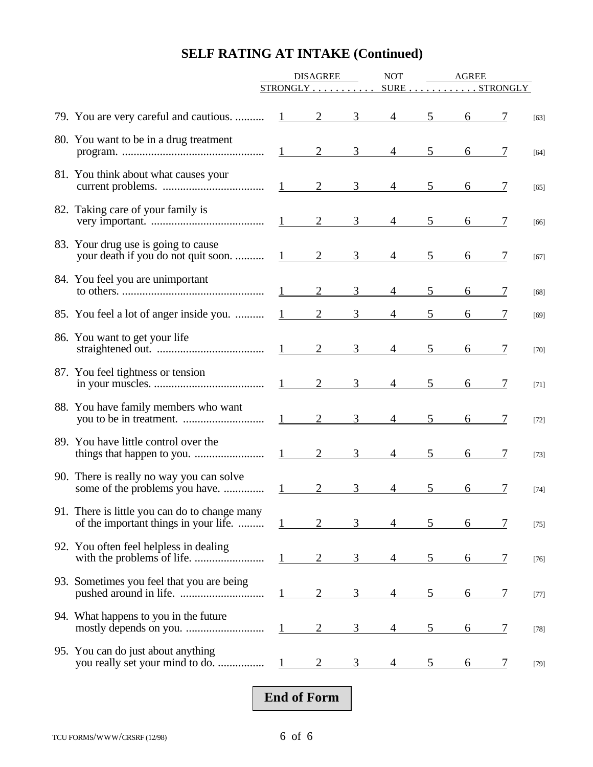## SELF RATING AT INTAKE (Continued)

| | DISAGREE STRONGLY | | | NOT SURE | | | AGREE STRONGLY | |
|---|---|---|---|---|---|---|---|---|
| 79. You are very careful and cautious. .......... | 1 | 2 | 3 | 4 | 5 | 6 | 7 | [63] |
| 80. You want to be in a drug treatment program. ................................................ | 1 | 2 | 3 | 4 | 5 | 6 | 7 | [64] |
| 81. You think about what causes your current problems. ................................... | 1 | 2 | 3 | 4 | 5 | 6 | 7 | [65] |
| 82. Taking care of your family is very important. ....................................... | 1 | 2 | 3 | 4 | 5 | 6 | 7 | [66] |
| 83. Your drug use is going to cause your death if you do not quit soon. .......... | 1 | 2 | 3 | 4 | 5 | 6 | 7 | [67] |
| 84. You feel you are unimportant to others. ................................................ | 1 | 2 | 3 | 4 | 5 | 6 | 7 | [68] |
| 85. You feel a lot of anger inside you. .......... | 1 | 2 | 3 | 4 | 5 | 6 | 7 | [69] |
| 86. You want to get your life straightened out. ..................................... | 1 | 2 | 3 | 4 | 5 | 6 | 7 | [70] |
| 87. You feel tightness or tension in your muscles. ...................................... | 1 | 2 | 3 | 4 | 5 | 6 | 7 | [71] |
| 88. You have family members who want you to be in treatment. ........................... | 1 | 2 | 3 | 4 | 5 | 6 | 7 | [72] |
| 89. You have little control over the things that happen to you. ........................ | 1 | 2 | 3 | 4 | 5 | 6 | 7 | [73] |
| 90. There is really no way you can solve some of the problems you have. ............. | 1 | 2 | 3 | 4 | 5 | 6 | 7 | [74] |
| 91. There is little you can do to change many of the important things in your life. ......... | 1 | 2 | 3 | 4 | 5 | 6 | 7 | [75] |
| 92. You often feel helpless in dealing with the problems of life. ........................ | 1 | 2 | 3 | 4 | 5 | 6 | 7 | [76] |
| 93. Sometimes you feel that you are being pushed around in life. ............................ | 1 | 2 | 3 | 4 | 5 | 6 | 7 | [77] |
| 94. What happens to you in the future mostly depends on you. ........................... | 1 | 2 | 3 | 4 | 5 | 6 | 7 | [78] |
| 95. You can do just about anything you really set your mind to do. ................ | 1 | 2 | 3 | 4 | 5 | 6 | 7 | [79] |

**End of Form**

TCU FORMS/WWW/CRSRF (12/98)